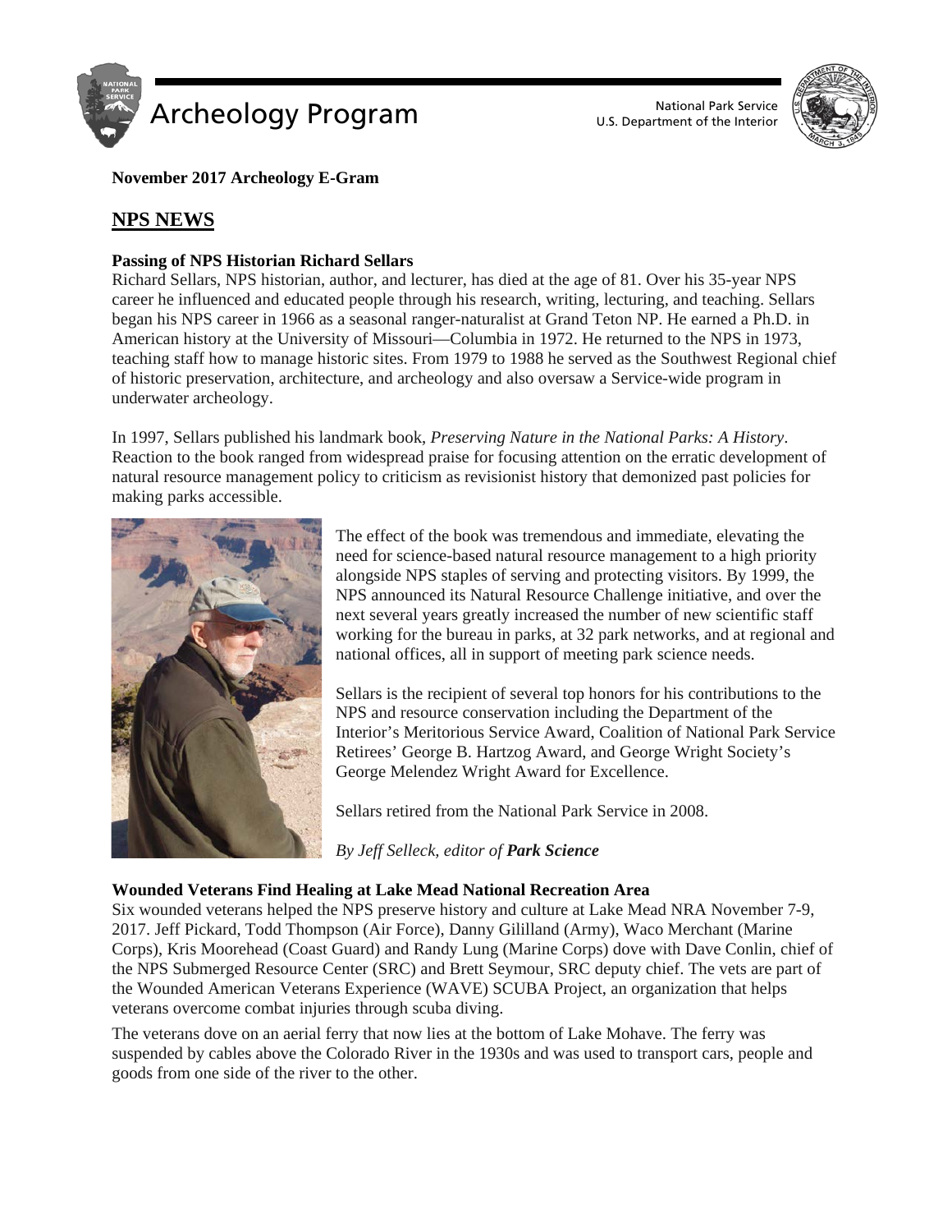# Archeology Program

National Park Service
U.S. Department of the Interior

**November 2017 Archeology E-Gram**

## NPS NEWS

### Passing of NPS Historian Richard Sellars

Richard Sellars, NPS historian, author, and lecturer, has died at the age of 81. Over his 35-year NPS career he influenced and educated people through his research, writing, lecturing, and teaching. Sellars began his NPS career in 1966 as a seasonal ranger-naturalist at Grand Teton NP. He earned a Ph.D. in American history at the University of Missouri—Columbia in 1972. He returned to the NPS in 1973, teaching staff how to manage historic sites. From 1979 to 1988 he served as the Southwest Regional chief of historic preservation, architecture, and archeology and also oversaw a Service-wide program in underwater archeology.

In 1997, Sellars published his landmark book, *Preserving Nature in the National Parks: A History*. Reaction to the book ranged from widespread praise for focusing attention on the erratic development of natural resource management policy to criticism as revisionist history that demonized past policies for making parks accessible.

The effect of the book was tremendous and immediate, elevating the need for science-based natural resource management to a high priority alongside NPS staples of serving and protecting visitors. By 1999, the NPS announced its Natural Resource Challenge initiative, and over the next several years greatly increased the number of new scientific staff working for the bureau in parks, at 32 park networks, and at regional and national offices, all in support of meeting park science needs.

Sellars is the recipient of several top honors for his contributions to the NPS and resource conservation including the Department of the Interior's Meritorious Service Award, Coalition of National Park Service Retirees' George B. Hartzog Award, and George Wright Society's George Melendez Wright Award for Excellence.

Sellars retired from the National Park Service in 2008.

*By Jeff Selleck, editor of* ***Park Science***

### Wounded Veterans Find Healing at Lake Mead National Recreation Area

Six wounded veterans helped the NPS preserve history and culture at Lake Mead NRA November 7-9, 2017. Jeff Pickard, Todd Thompson (Air Force), Danny Gililland (Army), Waco Merchant (Marine Corps), Kris Moorehead (Coast Guard) and Randy Lung (Marine Corps) dove with Dave Conlin, chief of the NPS Submerged Resource Center (SRC) and Brett Seymour, SRC deputy chief. The vets are part of the Wounded American Veterans Experience (WAVE) SCUBA Project, an organization that helps veterans overcome combat injuries through scuba diving.

The veterans dove on an aerial ferry that now lies at the bottom of Lake Mohave. The ferry was suspended by cables above the Colorado River in the 1930s and was used to transport cars, people and goods from one side of the river to the other.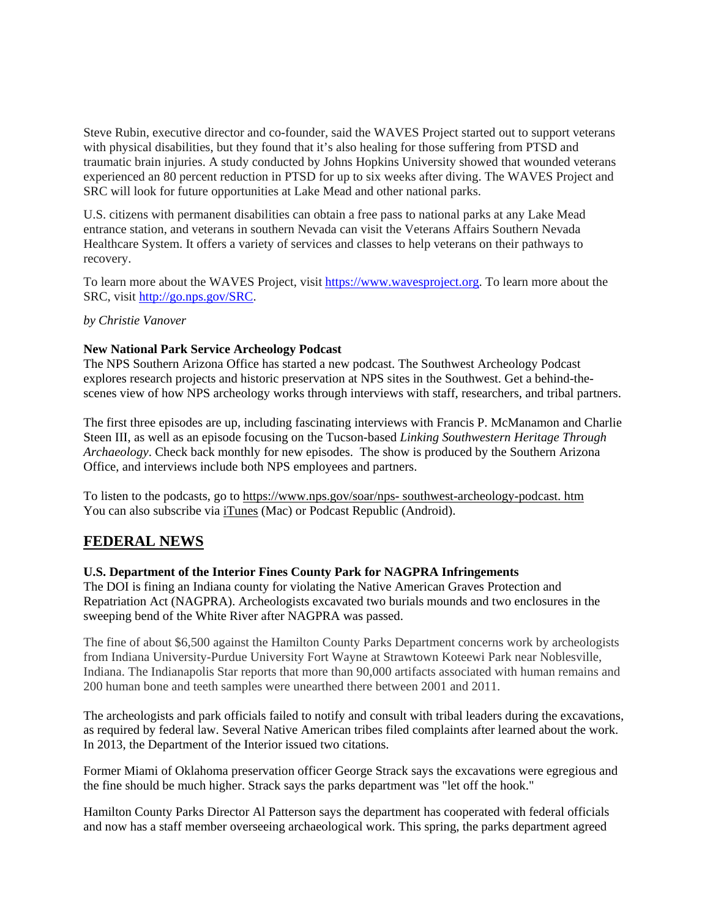Steve Rubin, executive director and co-founder, said the WAVES Project started out to support veterans with physical disabilities, but they found that it's also healing for those suffering from PTSD and traumatic brain injuries. A study conducted by Johns Hopkins University showed that wounded veterans experienced an 80 percent reduction in PTSD for up to six weeks after diving. The WAVES Project and SRC will look for future opportunities at Lake Mead and other national parks.

U.S. citizens with permanent disabilities can obtain a free pass to national parks at any Lake Mead entrance station, and veterans in southern Nevada can visit the Veterans Affairs Southern Nevada Healthcare System. It offers a variety of services and classes to help veterans on their pathways to recovery.

To learn more about the WAVES Project, visit https://www.wavesproject.org. To learn more about the SRC, visit http://go.nps.gov/SRC.

*by Christie Vanover*

**New National Park Service Archeology Podcast**
The NPS Southern Arizona Office has started a new podcast. The Southwest Archeology Podcast explores research projects and historic preservation at NPS sites in the Southwest. Get a behind-the-scenes view of how NPS archeology works through interviews with staff, researchers, and tribal partners.

The first three episodes are up, including fascinating interviews with Francis P. McManamon and Charlie Steen III, as well as an episode focusing on the Tucson-based *Linking Southwestern Heritage Through Archaeology*. Check back monthly for new episodes. The show is produced by the Southern Arizona Office, and interviews include both NPS employees and partners.

To listen to the podcasts, go to https://www.nps.gov/soar/nps- southwest-archeology-podcast. htm
You can also subscribe via iTunes (Mac) or Podcast Republic (Android).

## FEDERAL NEWS

**U.S. Department of the Interior Fines County Park for NAGPRA Infringements**
The DOI is fining an Indiana county for violating the Native American Graves Protection and Repatriation Act (NAGPRA). Archeologists excavated two burials mounds and two enclosures in the sweeping bend of the White River after NAGPRA was passed.

The fine of about $6,500 against the Hamilton County Parks Department concerns work by archeologists from Indiana University-Purdue University Fort Wayne at Strawtown Koteewi Park near Noblesville, Indiana. The Indianapolis Star reports that more than 90,000 artifacts associated with human remains and 200 human bone and teeth samples were unearthed there between 2001 and 2011.

The archeologists and park officials failed to notify and consult with tribal leaders during the excavations, as required by federal law. Several Native American tribes filed complaints after learned about the work. In 2013, the Department of the Interior issued two citations.

Former Miami of Oklahoma preservation officer George Strack says the excavations were egregious and the fine should be much higher. Strack says the parks department was "let off the hook."

Hamilton County Parks Director Al Patterson says the department has cooperated with federal officials and now has a staff member overseeing archaeological work. This spring, the parks department agreed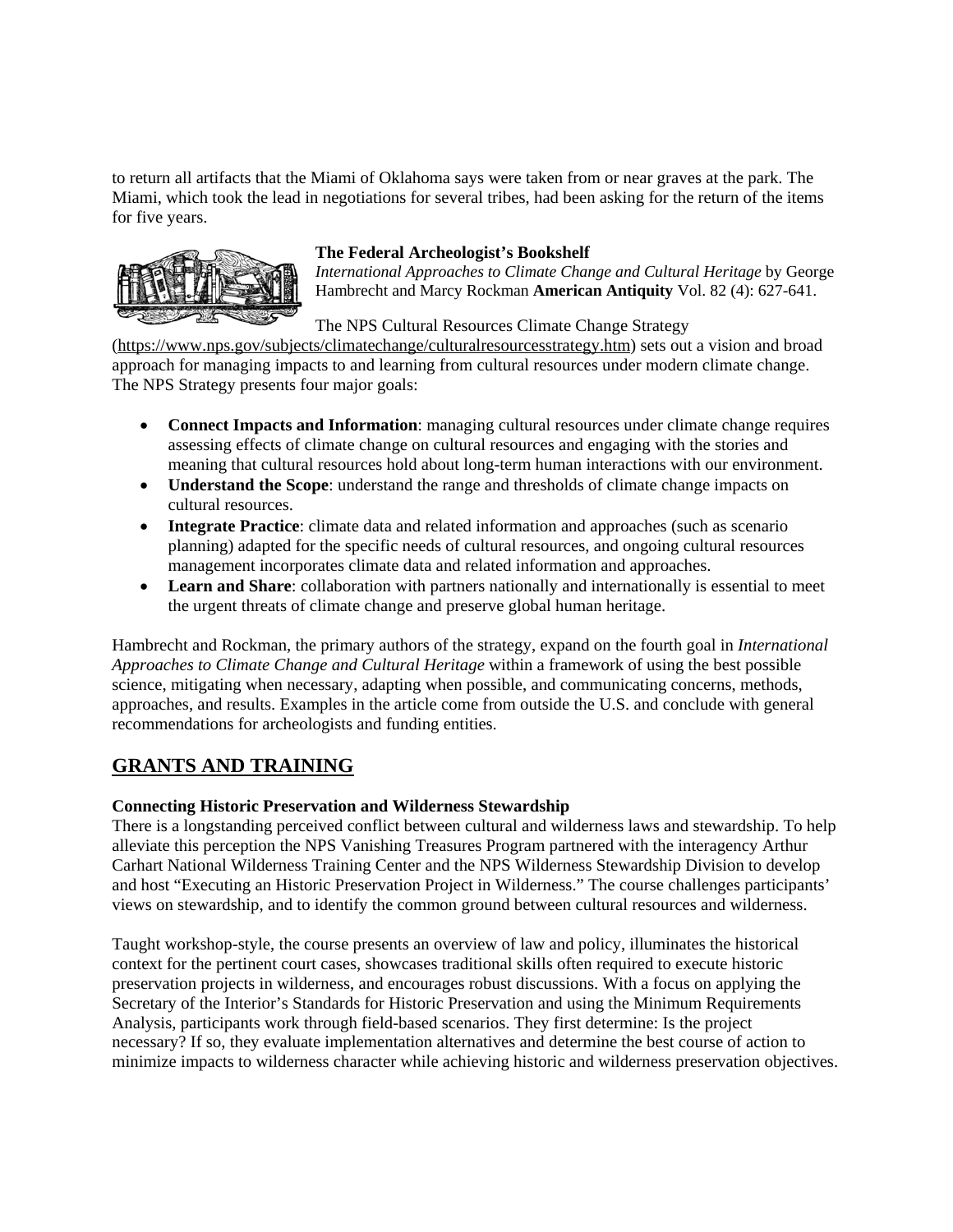to return all artifacts that the Miami of Oklahoma says were taken from or near graves at the park. The Miami, which took the lead in negotiations for several tribes, had been asking for the return of the items for five years.

### The Federal Archeologist's Bookshelf

*International Approaches to Climate Change and Cultural Heritage* by George Hambrecht and Marcy Rockman **American Antiquity** Vol. 82 (4): 627-641.

The NPS Cultural Resources Climate Change Strategy (https://www.nps.gov/subjects/climatechange/culturalresourcesstrategy.htm) sets out a vision and broad approach for managing impacts to and learning from cultural resources under modern climate change. The NPS Strategy presents four major goals:

- **Connect Impacts and Information**: managing cultural resources under climate change requires assessing effects of climate change on cultural resources and engaging with the stories and meaning that cultural resources hold about long-term human interactions with our environment.
- **Understand the Scope**: understand the range and thresholds of climate change impacts on cultural resources.
- **Integrate Practice**: climate data and related information and approaches (such as scenario planning) adapted for the specific needs of cultural resources, and ongoing cultural resources management incorporates climate data and related information and approaches.
- **Learn and Share**: collaboration with partners nationally and internationally is essential to meet the urgent threats of climate change and preserve global human heritage.

Hambrecht and Rockman, the primary authors of the strategy, expand on the fourth goal in *International Approaches to Climate Change and Cultural Heritage* within a framework of using the best possible science, mitigating when necessary, adapting when possible, and communicating concerns, methods, approaches, and results. Examples in the article come from outside the U.S. and conclude with general recommendations for archeologists and funding entities.

## GRANTS AND TRAINING

### Connecting Historic Preservation and Wilderness Stewardship

There is a longstanding perceived conflict between cultural and wilderness laws and stewardship. To help alleviate this perception the NPS Vanishing Treasures Program partnered with the interagency Arthur Carhart National Wilderness Training Center and the NPS Wilderness Stewardship Division to develop and host "Executing an Historic Preservation Project in Wilderness." The course challenges participants' views on stewardship, and to identify the common ground between cultural resources and wilderness.

Taught workshop-style, the course presents an overview of law and policy, illuminates the historical context for the pertinent court cases, showcases traditional skills often required to execute historic preservation projects in wilderness, and encourages robust discussions. With a focus on applying the Secretary of the Interior's Standards for Historic Preservation and using the Minimum Requirements Analysis, participants work through field-based scenarios. They first determine: Is the project necessary? If so, they evaluate implementation alternatives and determine the best course of action to minimize impacts to wilderness character while achieving historic and wilderness preservation objectives.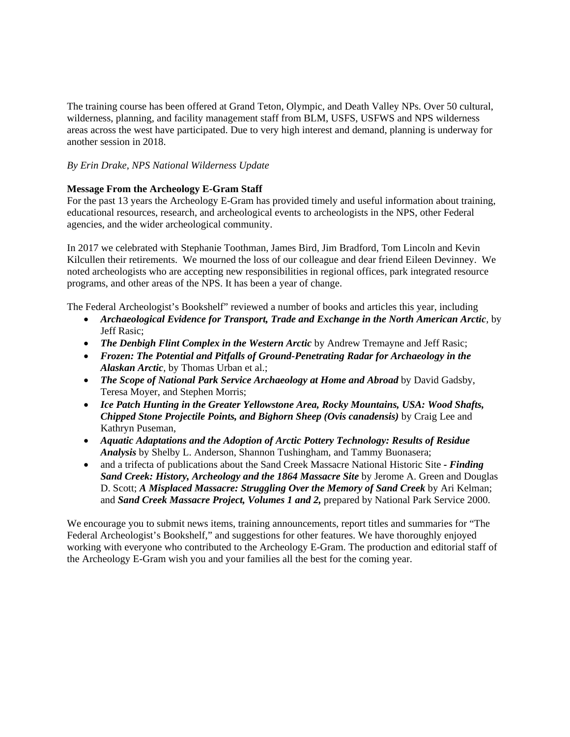The training course has been offered at Grand Teton, Olympic, and Death Valley NPs. Over 50 cultural, wilderness, planning, and facility management staff from BLM, USFS, USFWS and NPS wilderness areas across the west have participated. Due to very high interest and demand, planning is underway for another session in 2018.

*By Erin Drake, NPS National Wilderness Update*

**Message From the Archeology E-Gram Staff**

For the past 13 years the Archeology E-Gram has provided timely and useful information about training, educational resources, research, and archeological events to archeologists in the NPS, other Federal agencies, and the wider archeological community.

In 2017 we celebrated with Stephanie Toothman, James Bird, Jim Bradford, Tom Lincoln and Kevin Kilcullen their retirements. We mourned the loss of our colleague and dear friend Eileen Devinney. We noted archeologists who are accepting new responsibilities in regional offices, park integrated resource programs, and other areas of the NPS. It has been a year of change.

The Federal Archeologist's Bookshelf" reviewed a number of books and articles this year, including

- ***Archaeological Evidence for Transport, Trade and Exchange in the North American Arctic***, by Jeff Rasic;
- ***The Denbigh Flint Complex in the Western Arctic*** by Andrew Tremayne and Jeff Rasic;
- ***Frozen: The Potential and Pitfalls of Ground-Penetrating Radar for Archaeology in the Alaskan Arctic***, by Thomas Urban et al.;
- ***The Scope of National Park Service Archaeology at Home and Abroad*** by David Gadsby, Teresa Moyer, and Stephen Morris;
- ***Ice Patch Hunting in the Greater Yellowstone Area, Rocky Mountains, USA: Wood Shafts, Chipped Stone Projectile Points, and Bighorn Sheep (Ovis canadensis)*** by Craig Lee and Kathryn Puseman,
- ***Aquatic Adaptations and the Adoption of Arctic Pottery Technology: Results of Residue Analysis*** by Shelby L. Anderson, Shannon Tushingham, and Tammy Buonasera;
- and a trifecta of publications about the Sand Creek Massacre National Historic Site - ***Finding Sand Creek: History, Archeology and the 1864 Massacre Site*** by Jerome A. Green and Douglas D. Scott; ***A Misplaced Massacre: Struggling Over the Memory of Sand Creek*** by Ari Kelman; and ***Sand Creek Massacre Project, Volumes 1 and 2,*** prepared by National Park Service 2000.

We encourage you to submit news items, training announcements, report titles and summaries for "The Federal Archeologist's Bookshelf," and suggestions for other features. We have thoroughly enjoyed working with everyone who contributed to the Archeology E-Gram. The production and editorial staff of the Archeology E-Gram wish you and your families all the best for the coming year.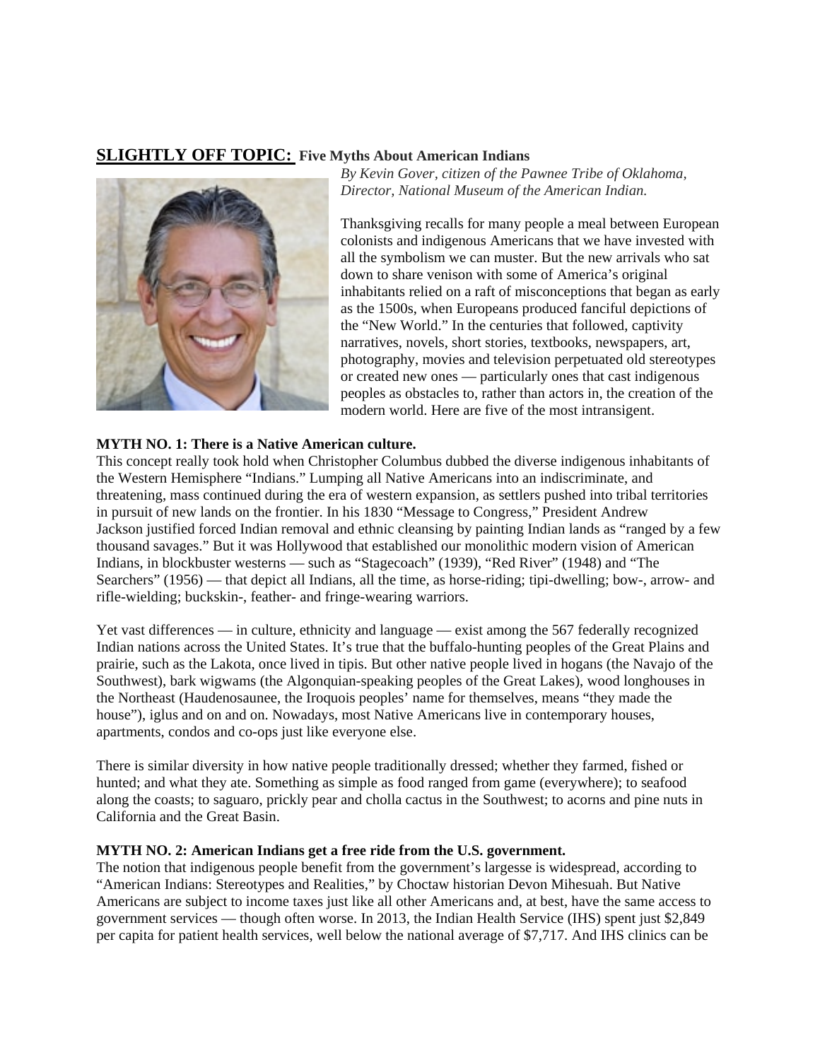## SLIGHTLY OFF TOPIC: Five Myths About American Indians

*By Kevin Gover, citizen of the Pawnee Tribe of Oklahoma, Director, National Museum of the American Indian.*

Thanksgiving recalls for many people a meal between European colonists and indigenous Americans that we have invested with all the symbolism we can muster. But the new arrivals who sat down to share venison with some of America's original inhabitants relied on a raft of misconceptions that began as early as the 1500s, when Europeans produced fanciful depictions of the "New World." In the centuries that followed, captivity narratives, novels, short stories, textbooks, newspapers, art, photography, movies and television perpetuated old stereotypes or created new ones — particularly ones that cast indigenous peoples as obstacles to, rather than actors in, the creation of the modern world. Here are five of the most intransigent.

**MYTH NO. 1: There is a Native American culture.**

This concept really took hold when Christopher Columbus dubbed the diverse indigenous inhabitants of the Western Hemisphere "Indians." Lumping all Native Americans into an indiscriminate, and threatening, mass continued during the era of western expansion, as settlers pushed into tribal territories in pursuit of new lands on the frontier. In his 1830 "Message to Congress," President Andrew Jackson justified forced Indian removal and ethnic cleansing by painting Indian lands as "ranged by a few thousand savages." But it was Hollywood that established our monolithic modern vision of American Indians, in blockbuster westerns — such as "Stagecoach" (1939), "Red River" (1948) and "The Searchers" (1956) — that depict all Indians, all the time, as horse-riding; tipi-dwelling; bow-, arrow- and rifle-wielding; buckskin-, feather- and fringe-wearing warriors.

Yet vast differences — in culture, ethnicity and language — exist among the 567 federally recognized Indian nations across the United States. It's true that the buffalo-hunting peoples of the Great Plains and prairie, such as the Lakota, once lived in tipis. But other native people lived in hogans (the Navajo of the Southwest), bark wigwams (the Algonquian-speaking peoples of the Great Lakes), wood longhouses in the Northeast (Haudenosaunee, the Iroquois peoples' name for themselves, means "they made the house"), iglus and on and on. Nowadays, most Native Americans live in contemporary houses, apartments, condos and co-ops just like everyone else.

There is similar diversity in how native people traditionally dressed; whether they farmed, fished or hunted; and what they ate. Something as simple as food ranged from game (everywhere); to seafood along the coasts; to saguaro, prickly pear and cholla cactus in the Southwest; to acorns and pine nuts in California and the Great Basin.

**MYTH NO. 2: American Indians get a free ride from the U.S. government.**

The notion that indigenous people benefit from the government's largesse is widespread, according to "American Indians: Stereotypes and Realities," by Choctaw historian Devon Mihesuah. But Native Americans are subject to income taxes just like all other Americans and, at best, have the same access to government services — though often worse. In 2013, the Indian Health Service (IHS) spent just $2,849 per capita for patient health services, well below the national average of $7,717. And IHS clinics can be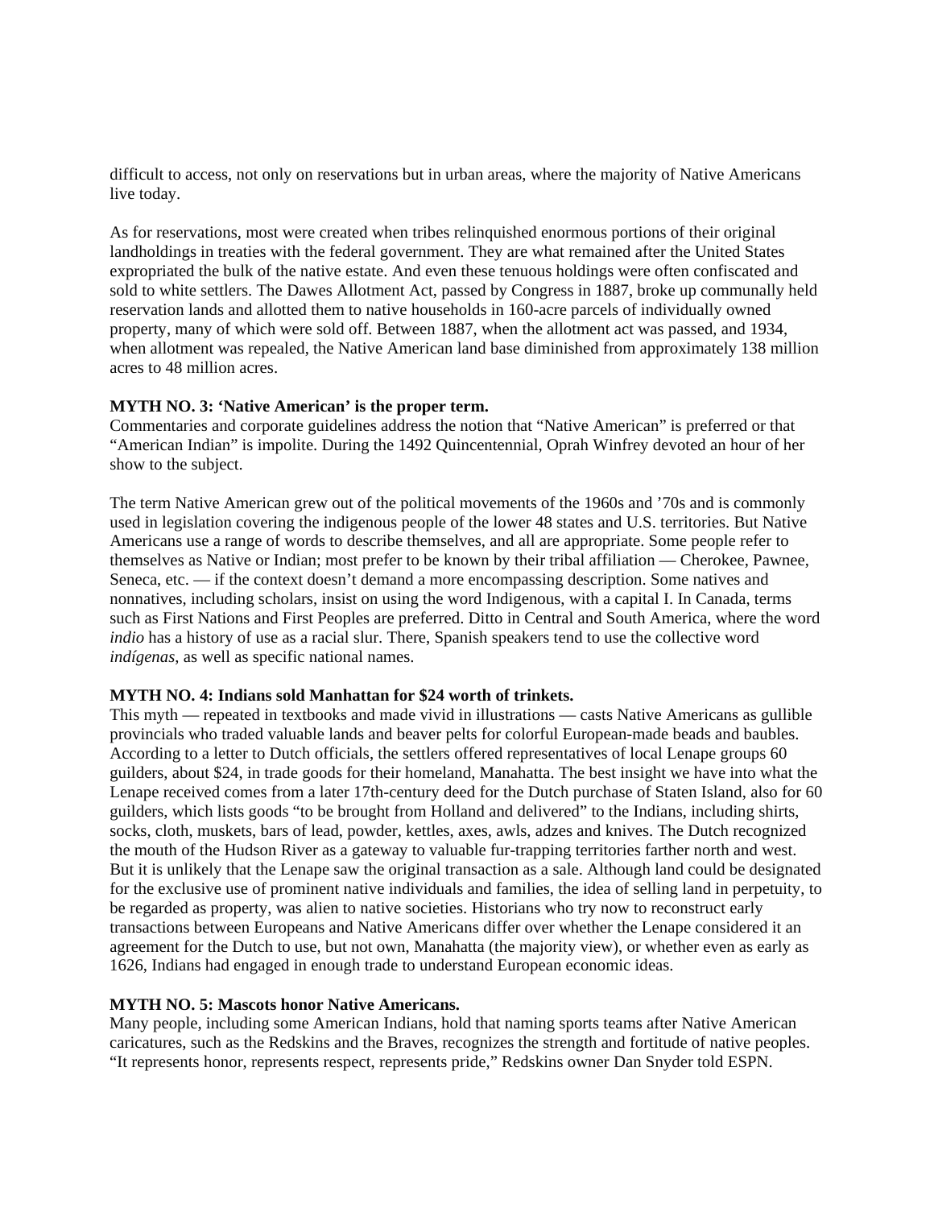difficult to access, not only on reservations but in urban areas, where the majority of Native Americans live today.

As for reservations, most were created when tribes relinquished enormous portions of their original landholdings in treaties with the federal government. They are what remained after the United States expropriated the bulk of the native estate. And even these tenuous holdings were often confiscated and sold to white settlers. The Dawes Allotment Act, passed by Congress in 1887, broke up communally held reservation lands and allotted them to native households in 160-acre parcels of individually owned property, many of which were sold off. Between 1887, when the allotment act was passed, and 1934, when allotment was repealed, the Native American land base diminished from approximately 138 million acres to 48 million acres.

**MYTH NO. 3: 'Native American' is the proper term.**
Commentaries and corporate guidelines address the notion that "Native American" is preferred or that "American Indian" is impolite. During the 1492 Quincentennial, Oprah Winfrey devoted an hour of her show to the subject.

The term Native American grew out of the political movements of the 1960s and '70s and is commonly used in legislation covering the indigenous people of the lower 48 states and U.S. territories. But Native Americans use a range of words to describe themselves, and all are appropriate. Some people refer to themselves as Native or Indian; most prefer to be known by their tribal affiliation — Cherokee, Pawnee, Seneca, etc. — if the context doesn't demand a more encompassing description. Some natives and nonnatives, including scholars, insist on using the word Indigenous, with a capital I. In Canada, terms such as First Nations and First Peoples are preferred. Ditto in Central and South America, where the word *indio* has a history of use as a racial slur. There, Spanish speakers tend to use the collective word *indígenas*, as well as specific national names.

**MYTH NO. 4: Indians sold Manhattan for $24 worth of trinkets.**
This myth — repeated in textbooks and made vivid in illustrations — casts Native Americans as gullible provincials who traded valuable lands and beaver pelts for colorful European-made beads and baubles. According to a letter to Dutch officials, the settlers offered representatives of local Lenape groups 60 guilders, about $24, in trade goods for their homeland, Manahatta. The best insight we have into what the Lenape received comes from a later 17th-century deed for the Dutch purchase of Staten Island, also for 60 guilders, which lists goods "to be brought from Holland and delivered" to the Indians, including shirts, socks, cloth, muskets, bars of lead, powder, kettles, axes, awls, adzes and knives. The Dutch recognized the mouth of the Hudson River as a gateway to valuable fur-trapping territories farther north and west. But it is unlikely that the Lenape saw the original transaction as a sale. Although land could be designated for the exclusive use of prominent native individuals and families, the idea of selling land in perpetuity, to be regarded as property, was alien to native societies. Historians who try now to reconstruct early transactions between Europeans and Native Americans differ over whether the Lenape considered it an agreement for the Dutch to use, but not own, Manahatta (the majority view), or whether even as early as 1626, Indians had engaged in enough trade to understand European economic ideas.

**MYTH NO. 5: Mascots honor Native Americans.**
Many people, including some American Indians, hold that naming sports teams after Native American caricatures, such as the Redskins and the Braves, recognizes the strength and fortitude of native peoples. "It represents honor, represents respect, represents pride," Redskins owner Dan Snyder told ESPN.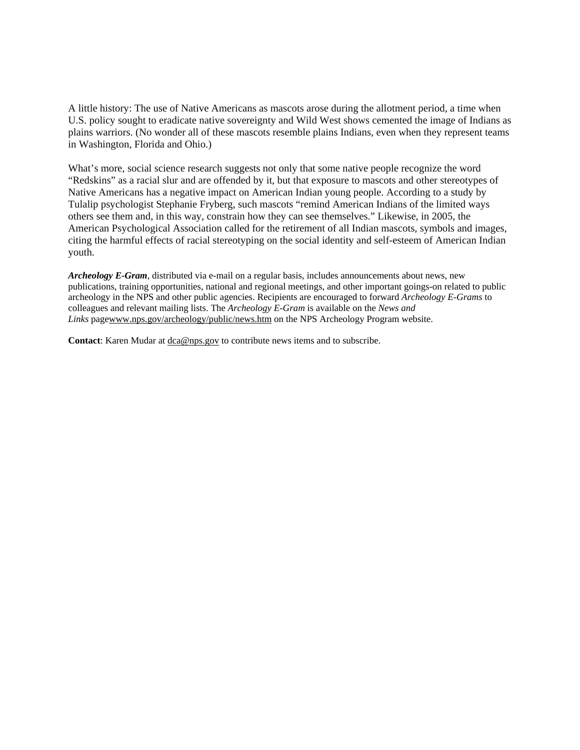A little history: The use of Native Americans as mascots arose during the allotment period, a time when U.S. policy sought to eradicate native sovereignty and Wild West shows cemented the image of Indians as plains warriors. (No wonder all of these mascots resemble plains Indians, even when they represent teams in Washington, Florida and Ohio.)

What's more, social science research suggests not only that some native people recognize the word "Redskins" as a racial slur and are offended by it, but that exposure to mascots and other stereotypes of Native Americans has a negative impact on American Indian young people. According to a study by Tulalip psychologist Stephanie Fryberg, such mascots "remind American Indians of the limited ways others see them and, in this way, constrain how they can see themselves." Likewise, in 2005, the American Psychological Association called for the retirement of all Indian mascots, symbols and images, citing the harmful effects of racial stereotyping on the social identity and self-esteem of American Indian youth.

***Archeology E-Gram***, distributed via e-mail on a regular basis, includes announcements about news, new publications, training opportunities, national and regional meetings, and other important goings-on related to public archeology in the NPS and other public agencies. Recipients are encouraged to forward *Archeology E-Grams* to colleagues and relevant mailing lists. The *Archeology E-Gram* is available on the *News and Links* pagewww.nps.gov/archeology/public/news.htm on the NPS Archeology Program website.

**Contact**: Karen Mudar at dca@nps.gov to contribute news items and to subscribe.